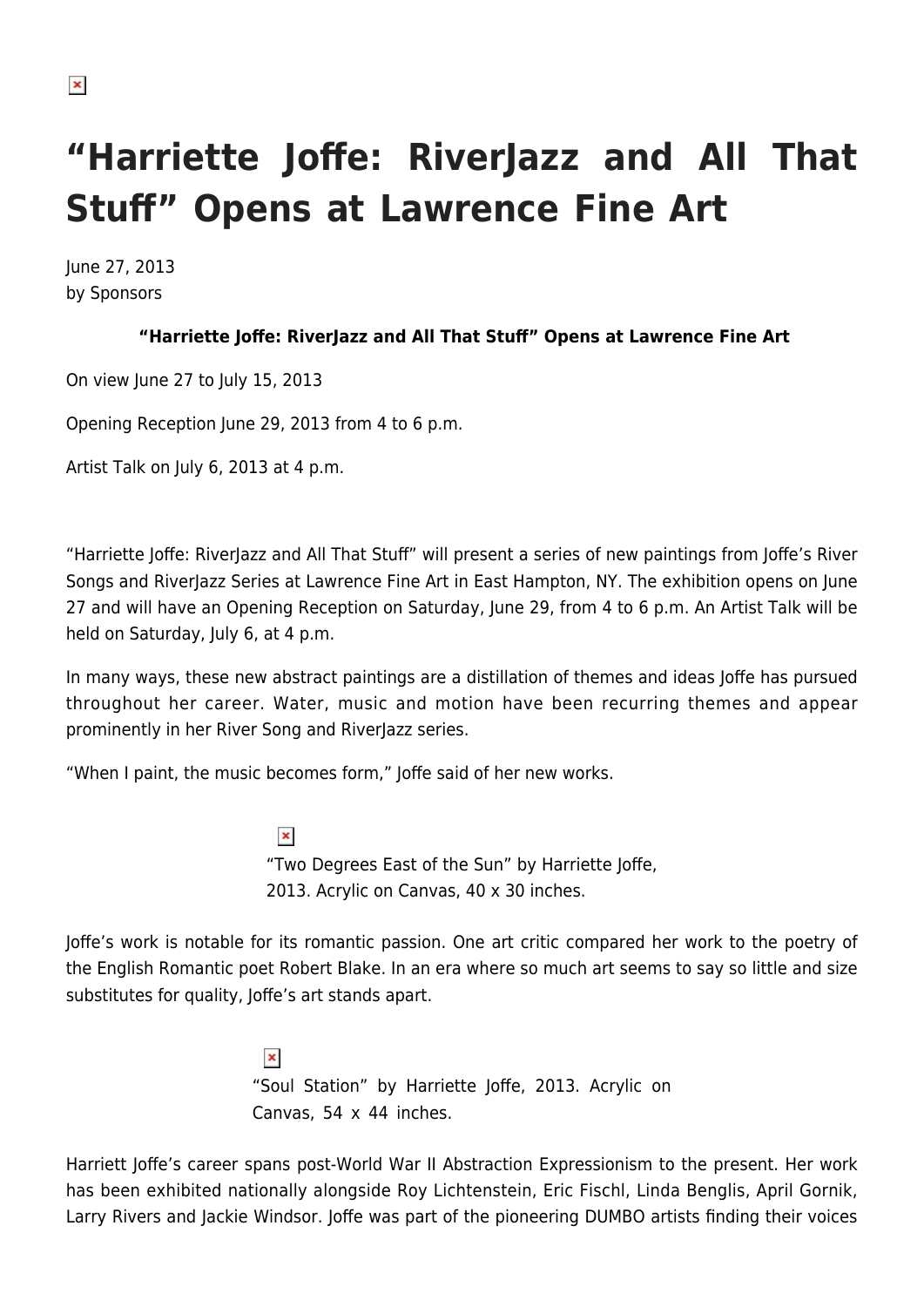# "Harriette Joffe: RiverJazz and All That Stuff" Opens at Lawrence Fine Art

June 27, 2013
by Sponsors

**"Harriette Joffe: RiverJazz and All That Stuff" Opens at Lawrence Fine Art**

On view June 27 to July 15, 2013

Opening Reception June 29, 2013 from 4 to 6 p.m.

Artist Talk on July 6, 2013 at 4 p.m.

"Harriette Joffe: RiverJazz and All That Stuff" will present a series of new paintings from Joffe's River Songs and RiverJazz Series at Lawrence Fine Art in East Hampton, NY. The exhibition opens on June 27 and will have an Opening Reception on Saturday, June 29, from 4 to 6 p.m. An Artist Talk will be held on Saturday, July 6, at 4 p.m.

In many ways, these new abstract paintings are a distillation of themes and ideas Joffe has pursued throughout her career. Water, music and motion have been recurring themes and appear prominently in her River Song and RiverJazz series.

"When I paint, the music becomes form," Joffe said of her new works.

"Two Degrees East of the Sun" by Harriette Joffe, 2013. Acrylic on Canvas, 40 x 30 inches.

Joffe's work is notable for its romantic passion. One art critic compared her work to the poetry of the English Romantic poet Robert Blake. In an era where so much art seems to say so little and size substitutes for quality, Joffe's art stands apart.

"Soul Station" by Harriette Joffe, 2013. Acrylic on Canvas, 54 x 44 inches.

Harriett Joffe's career spans post-World War II Abstraction Expressionism to the present. Her work has been exhibited nationally alongside Roy Lichtenstein, Eric Fischl, Linda Benglis, April Gornik, Larry Rivers and Jackie Windsor. Joffe was part of the pioneering DUMBO artists finding their voices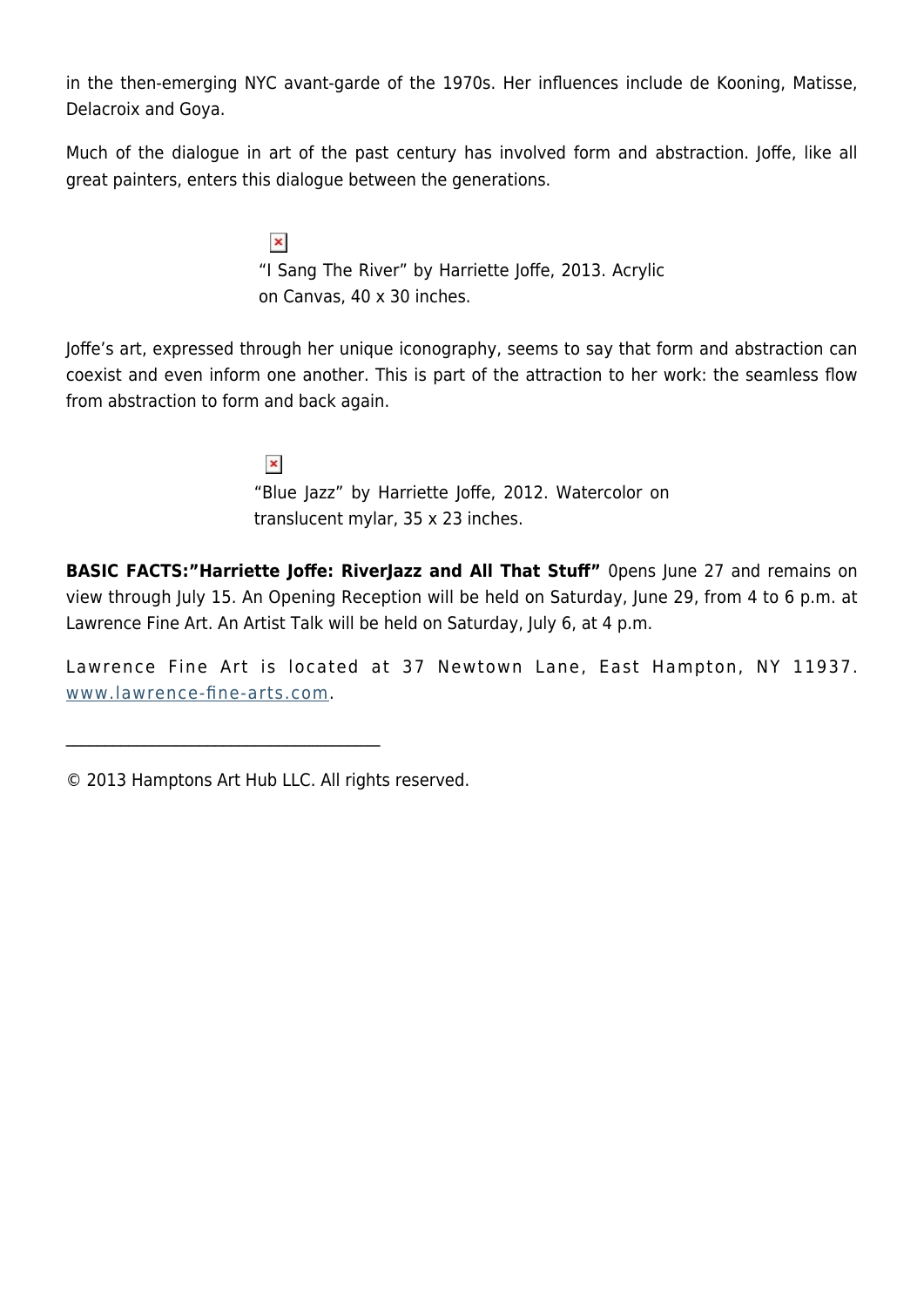in the then-emerging NYC avant-garde of the 1970s. Her influences include de Kooning, Matisse, Delacroix and Goya.

Much of the dialogue in art of the past century has involved form and abstraction. Joffe, like all great painters, enters this dialogue between the generations.

“I Sang The River” by Harriette Joffe, 2013. Acrylic on Canvas, 40 x 30 inches.

Joffe’s art, expressed through her unique iconography, seems to say that form and abstraction can coexist and even inform one another. This is part of the attraction to her work: the seamless flow from abstraction to form and back again.

“Blue Jazz” by Harriette Joffe, 2012. Watercolor on translucent mylar, 35 x 23 inches.

**BASIC FACTS:”Harriette Joffe: RiverJazz and All That Stuff”** 0pens June 27 and remains on view through July 15. An Opening Reception will be held on Saturday, June 29, from 4 to 6 p.m. at Lawrence Fine Art. An Artist Talk will be held on Saturday, July 6, at 4 p.m.

Lawrence Fine Art is located at 37 Newtown Lane, East Hampton, NY 11937. [www.lawrence-fine-arts.com](http://www.lawrence-fine-arts.com).

---

© 2013 Hamptons Art Hub LLC. All rights reserved.